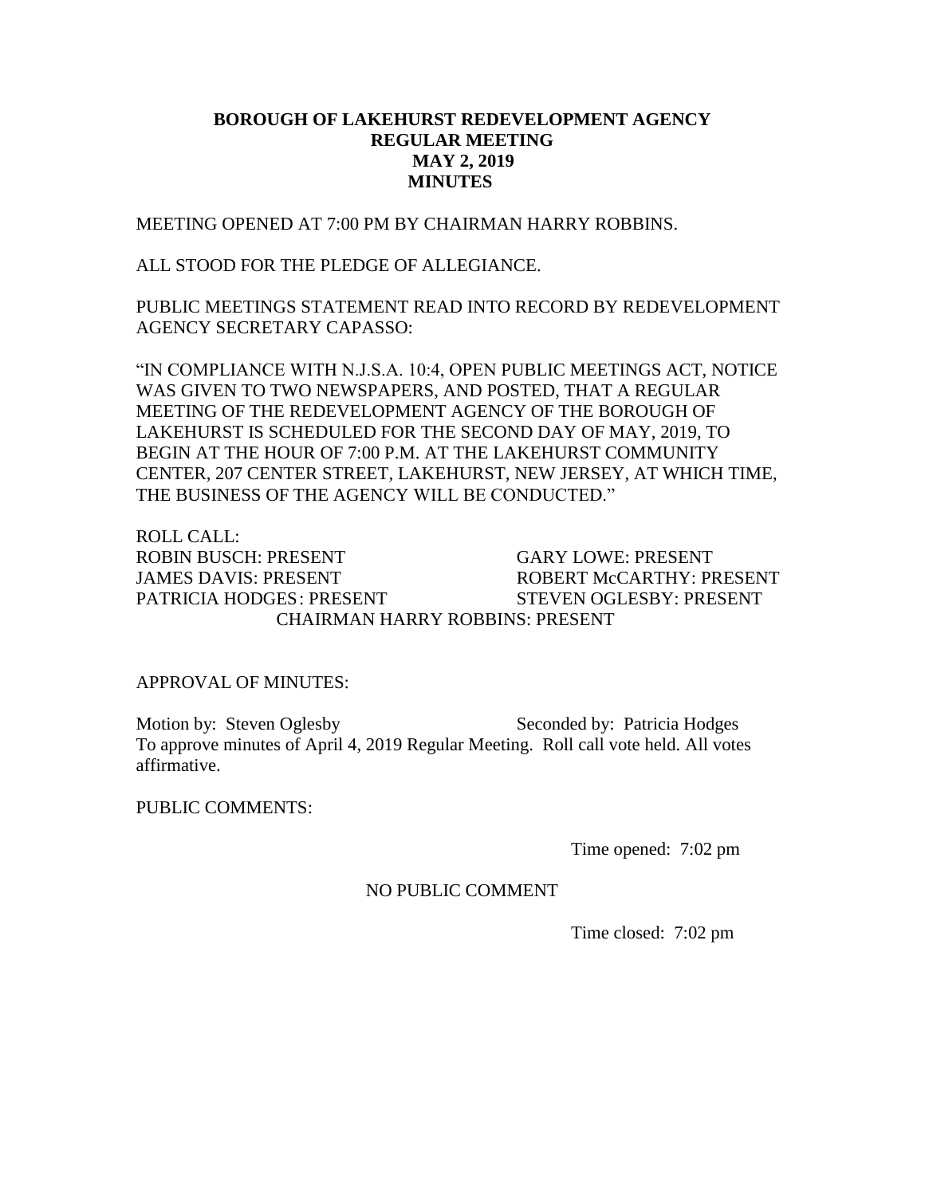# BOROUGH OF LAKEHURST REDEVELOPMENT AGENCY
## REGULAR MEETING
## MAY 2, 2019
## MINUTES

MEETING OPENED AT 7:00 PM BY CHAIRMAN HARRY ROBBINS.

ALL STOOD FOR THE PLEDGE OF ALLEGIANCE.

PUBLIC MEETINGS STATEMENT READ INTO RECORD BY REDEVELOPMENT AGENCY SECRETARY CAPASSO:

"IN COMPLIANCE WITH N.J.S.A. 10:4, OPEN PUBLIC MEETINGS ACT, NOTICE WAS GIVEN TO TWO NEWSPAPERS, AND POSTED, THAT A REGULAR MEETING OF THE REDEVELOPMENT AGENCY OF THE BOROUGH OF LAKEHURST IS SCHEDULED FOR THE SECOND DAY OF MAY, 2019, TO BEGIN AT THE HOUR OF 7:00 P.M. AT THE LAKEHURST COMMUNITY CENTER, 207 CENTER STREET, LAKEHURST, NEW JERSEY, AT WHICH TIME, THE BUSINESS OF THE AGENCY WILL BE CONDUCTED."

ROLL CALL:

ROBIN BUSCH: PRESENT
GARY LOWE: PRESENT
JAMES DAVIS: PRESENT
ROBERT McCARTHY: PRESENT
PATRICIA HODGES: PRESENT
STEVEN OGLESBY: PRESENT
CHAIRMAN HARRY ROBBINS: PRESENT

APPROVAL OF MINUTES:

Motion by: Steven Oglesby    Seconded by: Patricia Hodges

To approve minutes of April 4, 2019 Regular Meeting. Roll call vote held. All votes affirmative.

PUBLIC COMMENTS:

Time opened: 7:02 pm

NO PUBLIC COMMENT

Time closed: 7:02 pm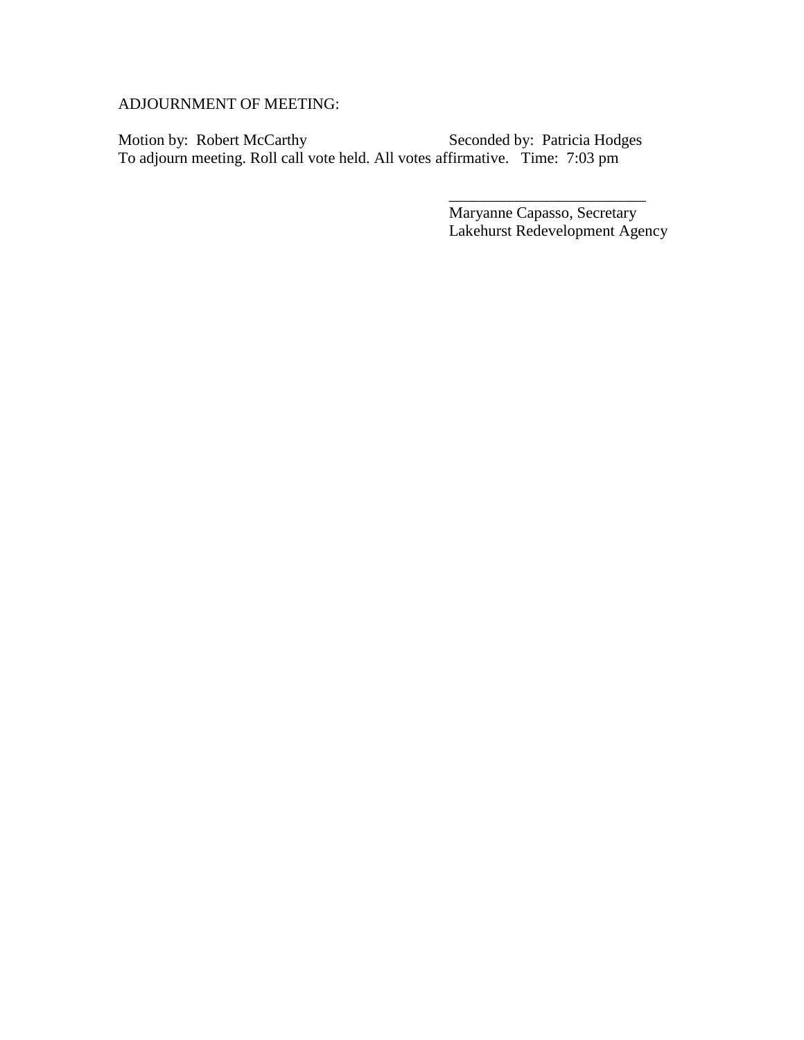ADJOURNMENT OF MEETING:

Motion by: Robert McCarthy Seconded by: Patricia Hodges
To adjourn meeting. Roll call vote held. All votes affirmative. Time: 7:03 pm

_________________________
Maryanne Capasso, Secretary
Lakehurst Redevelopment Agency